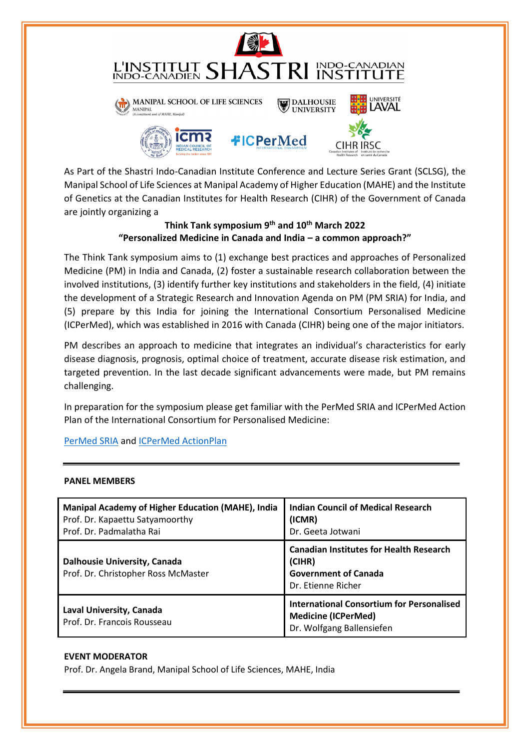L'INSTITUT INDO-CANADIEN SHASTRI INDO-CANADIAN INSTITUTE

As Part of the Shastri Indo-Canadian Institute Conference and Lecture Series Grant (SCLSG), the Manipal School of Life Sciences at Manipal Academy of Higher Education (MAHE) and the Institute of Genetics at the Canadian Institutes for Health Research (CIHR) of the Government of Canada are jointly organizing a

**Think Tank symposium 9th and 10th March 2022**
**"Personalized Medicine in Canada and India – a common approach?"**

The Think Tank symposium aims to (1) exchange best practices and approaches of Personalized Medicine (PM) in India and Canada, (2) foster a sustainable research collaboration between the involved institutions, (3) identify further key institutions and stakeholders in the field, (4) initiate the development of a Strategic Research and Innovation Agenda on PM (PM SRIA) for India, and (5) prepare by this India for joining the International Consortium Personalised Medicine (ICPerMed), which was established in 2016 with Canada (CIHR) being one of the major initiators.

PM describes an approach to medicine that integrates an individual's characteristics for early disease diagnosis, prognosis, optimal choice of treatment, accurate disease risk estimation, and targeted prevention. In the last decade significant advancements were made, but PM remains challenging.

In preparation for the symposium please get familiar with the PerMed SRIA and ICPerMed Action Plan of the International Consortium for Personalised Medicine:

PerMed SRIA and ICPerMed ActionPlan

---

**PANEL MEMBERS**

| | |
|---|---|
| **Manipal Academy of Higher Education (MAHE), India**<br>Prof. Dr. Kapaettu Satyamoorthy<br>Prof. Dr. Padmalatha Rai | **Indian Council of Medical Research (ICMR)**<br>Dr. Geeta Jotwani |
| **Dalhousie University, Canada**<br>Prof. Dr. Christopher Ross McMaster | **Canadian Institutes for Health Research (CIHR)**<br>**Government of Canada**<br>Dr. Etienne Richer |
| **Laval University, Canada**<br>Prof. Dr. Francois Rousseau | **International Consortium for Personalised Medicine (ICPerMed)**<br>Dr. Wolfgang Ballensiefen |

**EVENT MODERATOR**

Prof. Dr. Angela Brand, Manipal School of Life Sciences, MAHE, India

---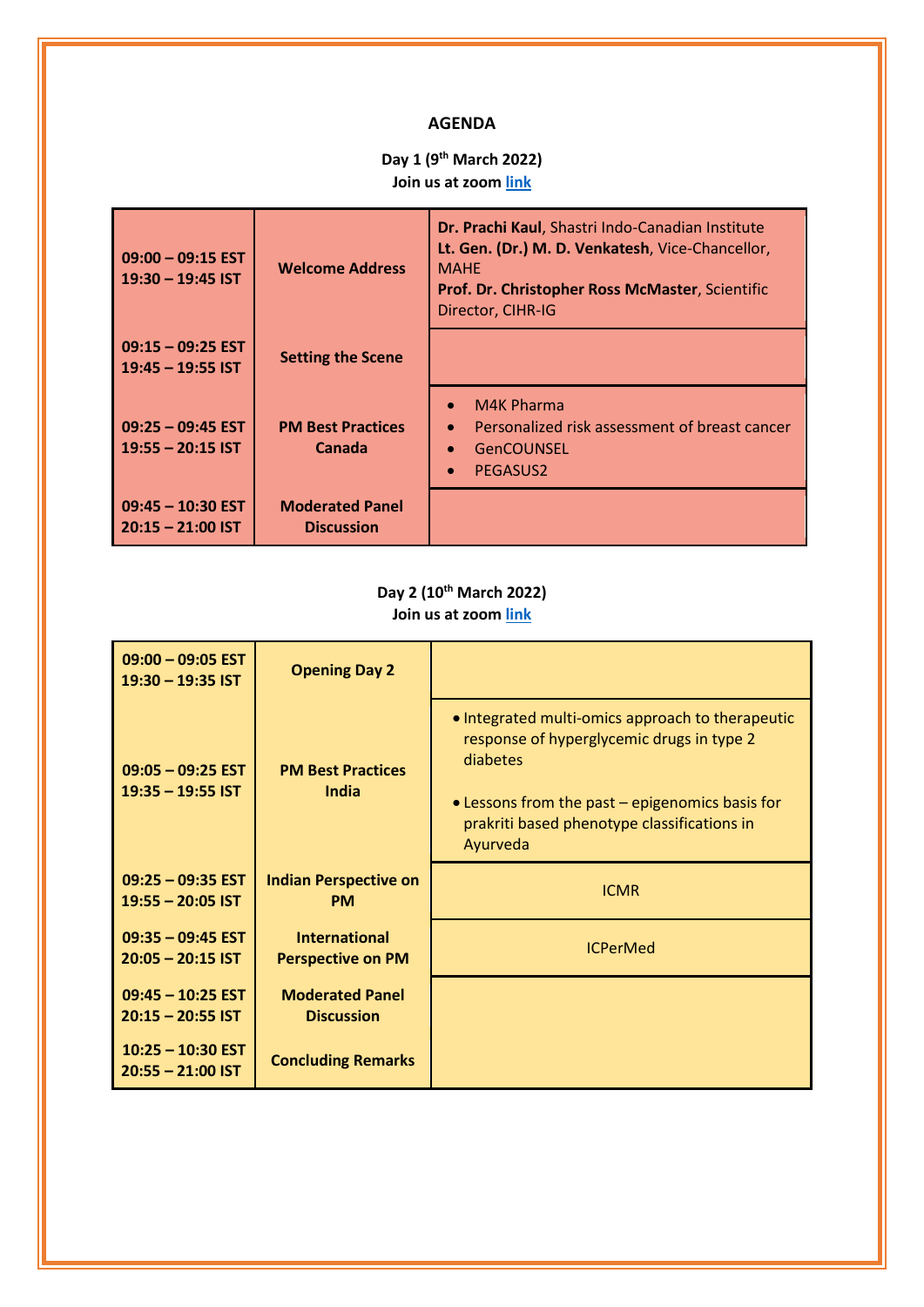# AGENDA

**Day 1 (9th March 2022)**
**Join us at zoom link**

| | | |
|---|---|---|
| **09:00 – 09:15 EST 19:30 – 19:45 IST** | **Welcome Address** | **Dr. Prachi Kaul**, Shastri Indo-Canadian Institute<br>**Lt. Gen. (Dr.) M. D. Venkatesh**, Vice-Chancellor, MAHE<br>**Prof. Dr. Christopher Ross McMaster**, Scientific Director, CIHR-IG |
| **09:15 – 09:25 EST 19:45 – 19:55 IST** | **Setting the Scene** | |
| **09:25 – 09:45 EST 19:55 – 20:15 IST** | **PM Best Practices Canada** | • M4K Pharma<br>• Personalized risk assessment of breast cancer<br>• GenCOUNSEL<br>• PEGASUS2 |
| **09:45 – 10:30 EST 20:15 – 21:00 IST** | **Moderated Panel Discussion** | |

**Day 2 (10th March 2022)**
**Join us at zoom link**

| | | |
|---|---|---|
| **09:00 – 09:05 EST 19:30 – 19:35 IST** | **Opening Day 2** | |
| **09:05 – 09:25 EST 19:35 – 19:55 IST** | **PM Best Practices India** | • Integrated multi-omics approach to therapeutic response of hyperglycemic drugs in type 2 diabetes<br>• Lessons from the past – epigenomics basis for prakriti based phenotype classifications in Ayurveda |
| **09:25 – 09:35 EST 19:55 – 20:05 IST** | **Indian Perspective on PM** | ICMR |
| **09:35 – 09:45 EST 20:05 – 20:15 IST** | **International Perspective on PM** | ICPerMed |
| **09:45 – 10:25 EST 20:15 – 20:55 IST** | **Moderated Panel Discussion** | |
| **10:25 – 10:30 EST 20:55 – 21:00 IST** | **Concluding Remarks** | |